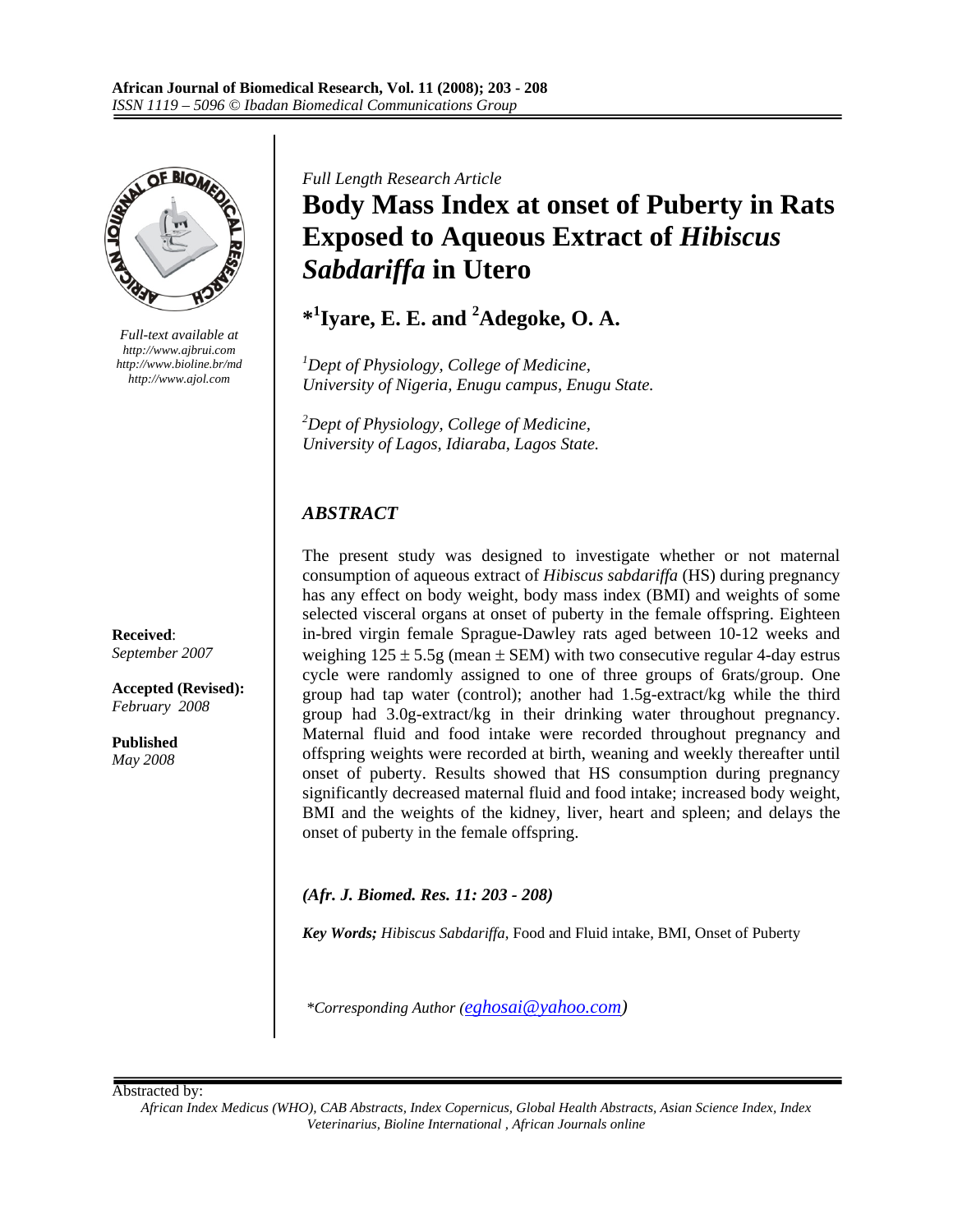*Full Length Research Article*

# Body Mass Index at onset of Puberty in Rats Exposed to Aqueous Extract of *Hibiscus Sabdariffa* in Utero

**\*[1]Iyare, E. E. and [2]Adegoke, O. A.**

[1]*Dept of Physiology, College of Medicine, University of Nigeria, Enugu campus, Enugu State.*

[2]*Dept of Physiology, College of Medicine, University of Lagos, Idiaraba, Lagos State.*

*Full-text available at*
*http://www.ajbrui.com*
*http://www.bioline.br/md*
*http://www.ajol.com*

**Received**: *September 2007*

**Accepted (Revised):** *February 2008*

**Published** *May 2008*

## *ABSTRACT*

The present study was designed to investigate whether or not maternal consumption of aqueous extract of *Hibiscus sabdariffa* (HS) during pregnancy has any effect on body weight, body mass index (BMI) and weights of some selected visceral organs at onset of puberty in the female offspring. Eighteen in-bred virgin female Sprague-Dawley rats aged between 10-12 weeks and weighing 125 ± 5.5g (mean ± SEM) with two consecutive regular 4-day estrus cycle were randomly assigned to one of three groups of 6rats/group. One group had tap water (control); another had 1.5g-extract/kg while the third group had 3.0g-extract/kg in their drinking water throughout pregnancy. Maternal fluid and food intake were recorded throughout pregnancy and offspring weights were recorded at birth, weaning and weekly thereafter until onset of puberty. Results showed that HS consumption during pregnancy significantly decreased maternal fluid and food intake; increased body weight, BMI and the weights of the kidney, liver, heart and spleen; and delays the onset of puberty in the female offspring.

***(Afr. J. Biomed. Res. 11: 203 - 208)***

***Key Words;*** *Hibiscus Sabdariffa*, Food and Fluid intake, BMI, Onset of Puberty

*\*Corresponding Author (eghosai@yahoo.com)*

Abstracted by:
*African Index Medicus (WHO), CAB Abstracts, Index Copernicus, Global Health Abstracts, Asian Science Index, Index Veterinarius, Bioline International , African Journals online*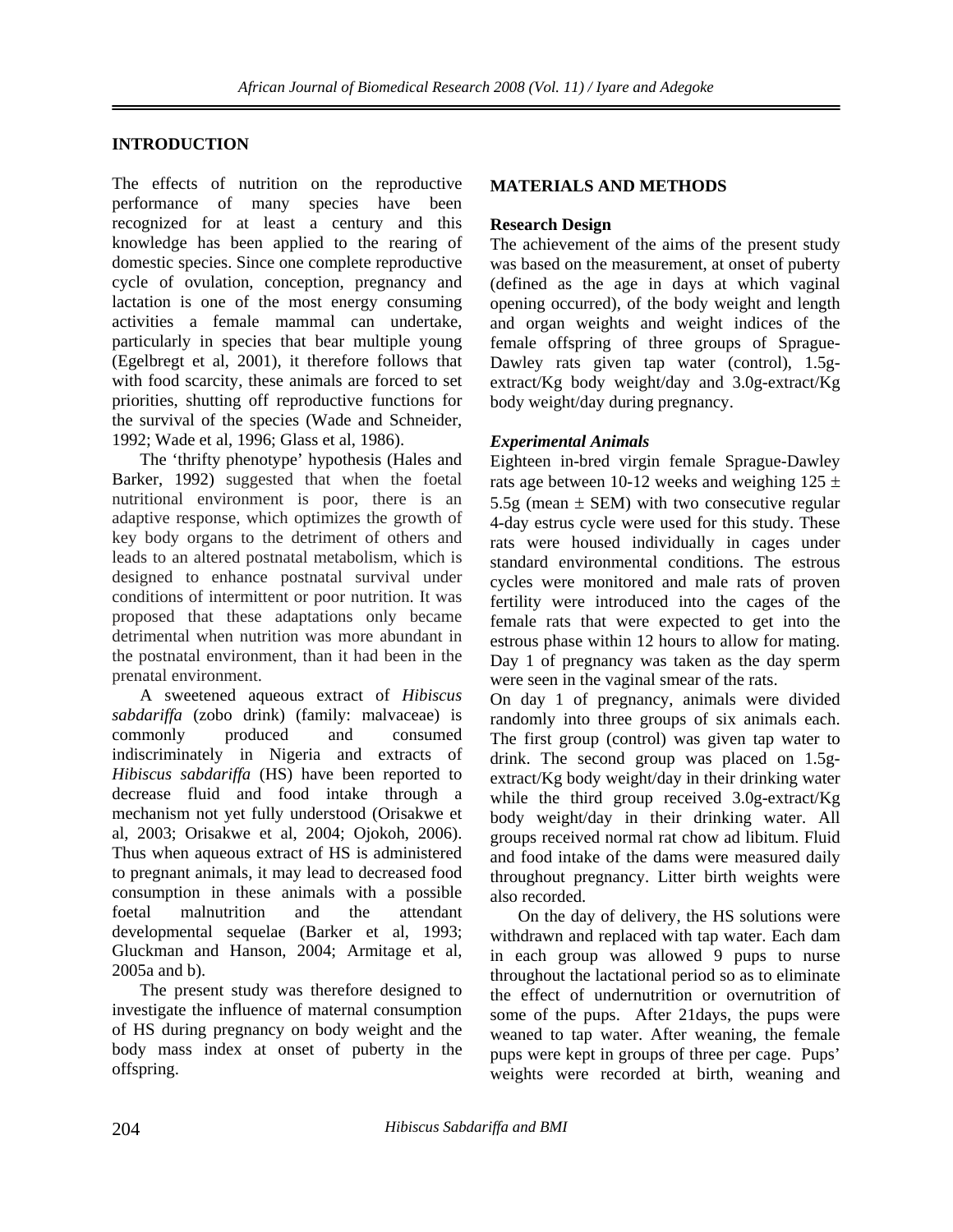## INTRODUCTION

The effects of nutrition on the reproductive performance of many species have been recognized for at least a century and this knowledge has been applied to the rearing of domestic species. Since one complete reproductive cycle of ovulation, conception, pregnancy and lactation is one of the most energy consuming activities a female mammal can undertake, particularly in species that bear multiple young (Egelbregt et al, 2001), it therefore follows that with food scarcity, these animals are forced to set priorities, shutting off reproductive functions for the survival of the species (Wade and Schneider, 1992; Wade et al, 1996; Glass et al, 1986).

The 'thrifty phenotype' hypothesis (Hales and Barker, 1992) suggested that when the foetal nutritional environment is poor, there is an adaptive response, which optimizes the growth of key body organs to the detriment of others and leads to an altered postnatal metabolism, which is designed to enhance postnatal survival under conditions of intermittent or poor nutrition. It was proposed that these adaptations only became detrimental when nutrition was more abundant in the postnatal environment, than it had been in the prenatal environment.

A sweetened aqueous extract of *Hibiscus sabdariffa* (zobo drink) (family: malvaceae) is commonly produced and consumed indiscriminately in Nigeria and extracts of *Hibiscus sabdariffa* (HS) have been reported to decrease fluid and food intake through a mechanism not yet fully understood (Orisakwe et al, 2003; Orisakwe et al, 2004; Ojokoh, 2006). Thus when aqueous extract of HS is administered to pregnant animals, it may lead to decreased food consumption in these animals with a possible foetal malnutrition and the attendant developmental sequelae (Barker et al, 1993; Gluckman and Hanson, 2004; Armitage et al, 2005a and b).

The present study was therefore designed to investigate the influence of maternal consumption of HS during pregnancy on body weight and the body mass index at onset of puberty in the offspring.

## MATERIALS AND METHODS

### Research Design

The achievement of the aims of the present study was based on the measurement, at onset of puberty (defined as the age in days at which vaginal opening occurred), of the body weight and length and organ weights and weight indices of the female offspring of three groups of Sprague-Dawley rats given tap water (control), 1.5g-extract/Kg body weight/day and 3.0g-extract/Kg body weight/day during pregnancy.

### *Experimental Animals*

Eighteen in-bred virgin female Sprague-Dawley rats age between 10-12 weeks and weighing 125 ± 5.5g (mean ± SEM) with two consecutive regular 4-day estrus cycle were used for this study. These rats were housed individually in cages under standard environmental conditions. The estrous cycles were monitored and male rats of proven fertility were introduced into the cages of the female rats that were expected to get into the estrous phase within 12 hours to allow for mating. Day 1 of pregnancy was taken as the day sperm were seen in the vaginal smear of the rats.

On day 1 of pregnancy, animals were divided randomly into three groups of six animals each. The first group (control) was given tap water to drink. The second group was placed on 1.5g-extract/Kg body weight/day in their drinking water while the third group received 3.0g-extract/Kg body weight/day in their drinking water. All groups received normal rat chow ad libitum. Fluid and food intake of the dams were measured daily throughout pregnancy. Litter birth weights were also recorded.

On the day of delivery, the HS solutions were withdrawn and replaced with tap water. Each dam in each group was allowed 9 pups to nurse throughout the lactational period so as to eliminate the effect of undernutrition or overnutrition of some of the pups. After 21days, the pups were weaned to tap water. After weaning, the female pups were kept in groups of three per cage. Pups' weights were recorded at birth, weaning and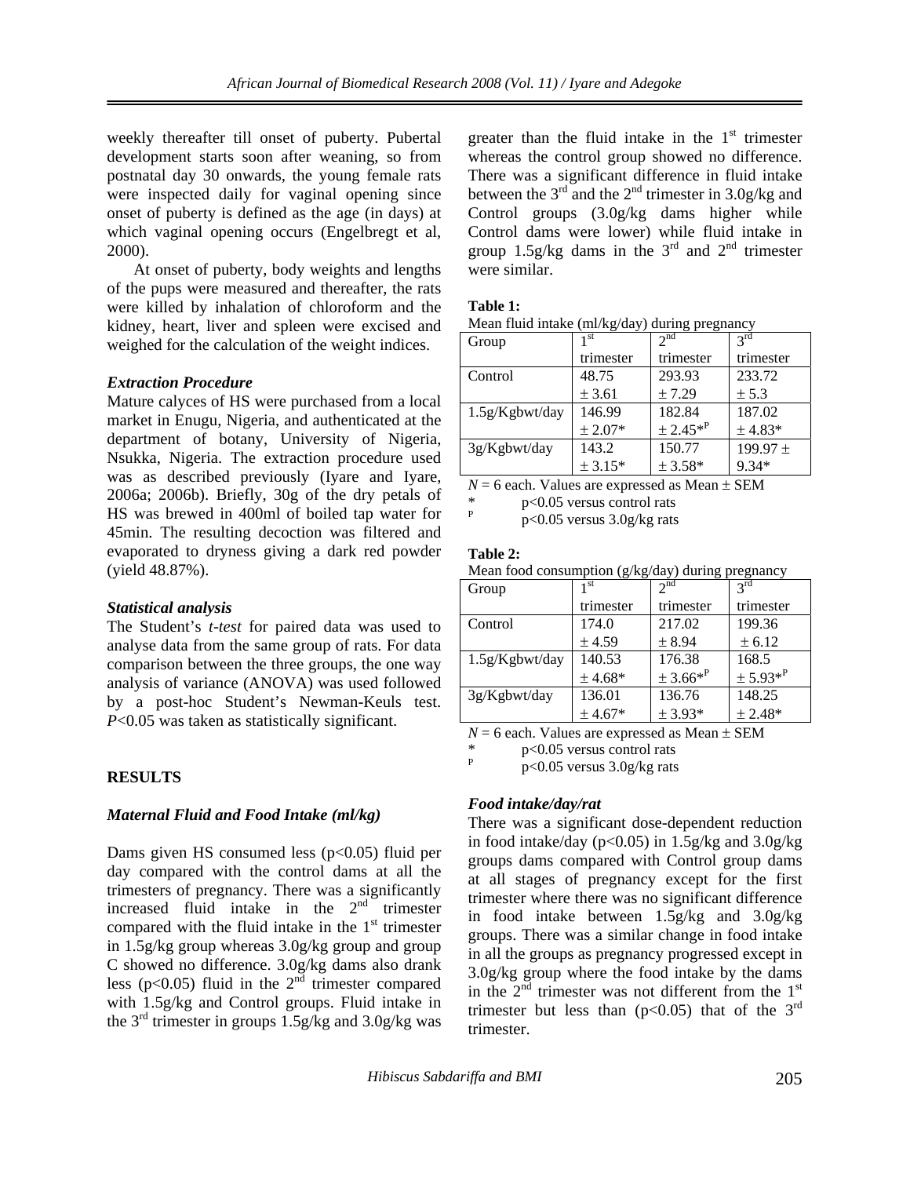weekly thereafter till onset of puberty. Pubertal development starts soon after weaning, so from postnatal day 30 onwards, the young female rats were inspected daily for vaginal opening since onset of puberty is defined as the age (in days) at which vaginal opening occurs (Engelbregt et al, 2000).

At onset of puberty, body weights and lengths of the pups were measured and thereafter, the rats were killed by inhalation of chloroform and the kidney, heart, liver and spleen were excised and weighed for the calculation of the weight indices.

### *Extraction Procedure*

Mature calyces of HS were purchased from a local market in Enugu, Nigeria, and authenticated at the department of botany, University of Nigeria, Nsukka, Nigeria. The extraction procedure used was as described previously (Iyare and Iyare, 2006a; 2006b). Briefly, 30g of the dry petals of HS was brewed in 400ml of boiled tap water for 45min. The resulting decoction was filtered and evaporated to dryness giving a dark red powder (yield 48.87%).

### *Statistical analysis*

The Student's *t-test* for paired data was used to analyse data from the same group of rats. For data comparison between the three groups, the one way analysis of variance (ANOVA) was used followed by a post-hoc Student's Newman-Keuls test. $P<0.05$ was taken as statistically significant.

## RESULTS

### *Maternal Fluid and Food Intake (ml/kg)*

Dams given HS consumed less ($p<0.05$) fluid per day compared with the control dams at all the trimesters of pregnancy. There was a significantly increased fluid intake in the 2nd trimester compared with the fluid intake in the 1st trimester in 1.5g/kg group whereas 3.0g/kg group and group C showed no difference. 3.0g/kg dams also drank less ($p<0.05$) fluid in the 2nd trimester compared with 1.5g/kg and Control groups. Fluid intake in the 3rd trimester in groups 1.5g/kg and 3.0g/kg was greater than the fluid intake in the 1st trimester whereas the control group showed no difference. There was a significant difference in fluid intake between the 3rd and the 2nd trimester in 3.0g/kg and Control groups (3.0g/kg dams higher while Control dams were lower) while fluid intake in group 1.5g/kg dams in the 3rd and 2nd trimester were similar.

**Table 1:**
Mean fluid intake (ml/kg/day) during pregnancy

| Group | 1st trimester | 2nd trimester | 3rd trimester |
|---|---|---|---|
| Control | 48.75 ± 3.61 | 293.93 ± 7.29 | 233.72 ± 5.3 |
| 1.5g/Kgbwt/day | 146.99 ± 2.07* | 182.84 ± 2.45*P | 187.02 ± 4.83* |
| 3g/Kgbwt/day | 143.2 ± 3.15* | 150.77 ± 3.58* | 199.97 ± 9.34* |

$N = 6$ each. Values are expressed as Mean ± SEM
\* $p<0.05$ versus control rats
P $p<0.05$ versus 3.0g/kg rats

**Table 2:**
Mean food consumption (g/kg/day) during pregnancy

| Group | 1st trimester | 2nd trimester | 3rd trimester |
|---|---|---|---|
| Control | 174.0 ± 4.59 | 217.02 ± 8.94 | 199.36 ± 6.12 |
| 1.5g/Kgbwt/day | 140.53 ± 4.68* | 176.38 ± 3.66*P | 168.5 ± 5.93*P |
| 3g/Kgbwt/day | 136.01 ± 4.67* | 136.76 ± 3.93* | 148.25 ± 2.48* |

$N = 6$ each. Values are expressed as Mean ± SEM
\* $p<0.05$ versus control rats
P $p<0.05$ versus 3.0g/kg rats

### *Food intake/day/rat*

There was a significant dose-dependent reduction in food intake/day ($p<0.05$) in 1.5g/kg and 3.0g/kg groups dams compared with Control group dams at all stages of pregnancy except for the first trimester where there was no significant difference in food intake between 1.5g/kg and 3.0g/kg groups. There was a similar change in food intake in all the groups as pregnancy progressed except in 3.0g/kg group where the food intake by the dams in the 2nd trimester was not different from the 1st trimester but less than ($p<0.05$) that of the 3rd trimester.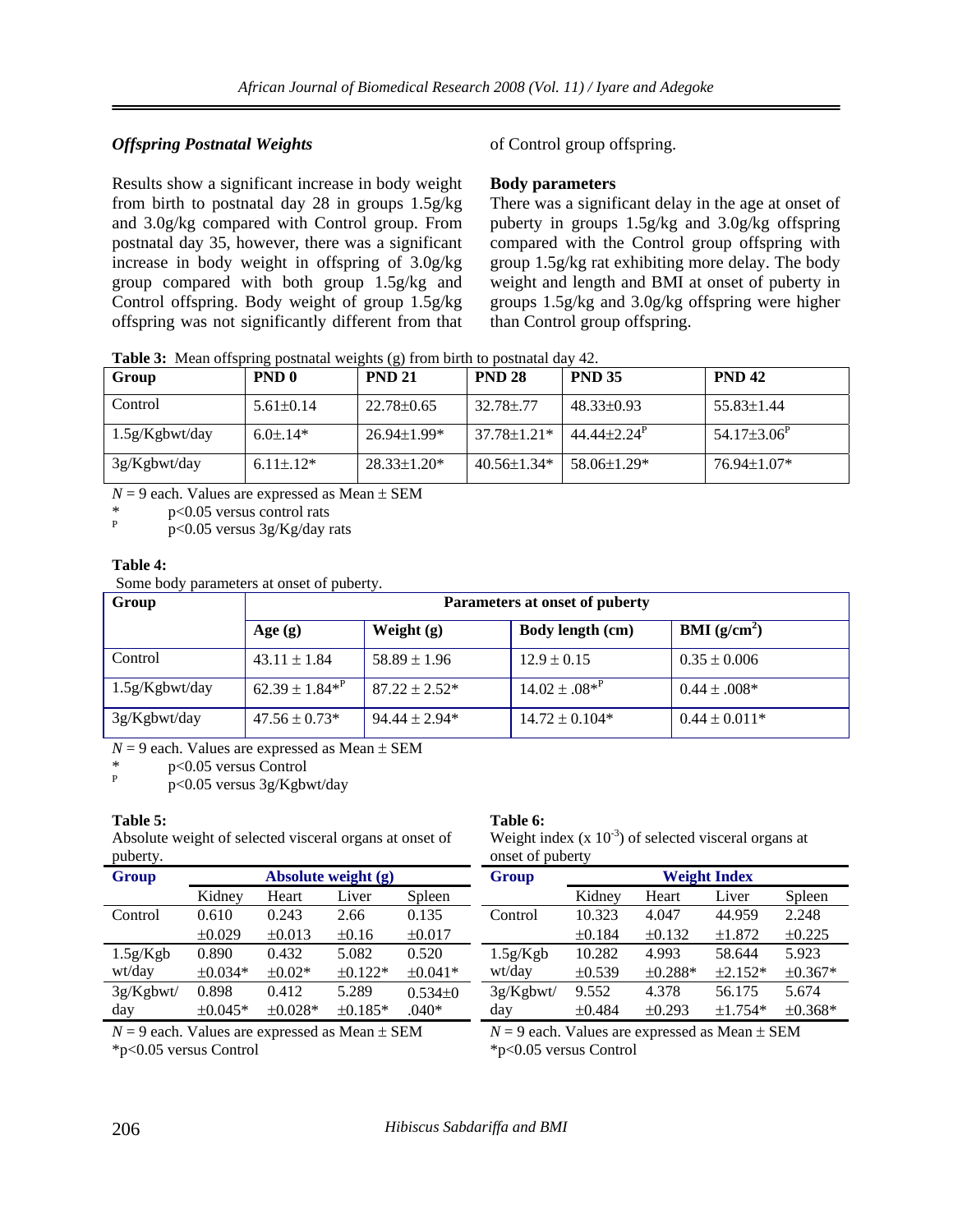### *Offspring Postnatal Weights*

Results show a significant increase in body weight from birth to postnatal day 28 in groups 1.5g/kg and 3.0g/kg compared with Control group. From postnatal day 35, however, there was a significant increase in body weight in offspring of 3.0g/kg group compared with both group 1.5g/kg and Control offspring. Body weight of group 1.5g/kg offspring was not significantly different from that of Control group offspring.

**Body parameters**

There was a significant delay in the age at onset of puberty in groups 1.5g/kg and 3.0g/kg offspring compared with the Control group offspring with group 1.5g/kg rat exhibiting more delay. The body weight and length and BMI at onset of puberty in groups 1.5g/kg and 3.0g/kg offspring were higher than Control group offspring.

**Table 3:** Mean offspring postnatal weights (g) from birth to postnatal day 42.

| Group | PND 0 | PND 21 | PND 28 | PND 35 | PND 42 |
|---|---|---|---|---|---|
| Control | 5.61±0.14 | 22.78±0.65 | 32.78±.77 | 48.33±0.93 | 55.83±1.44 |
| 1.5g/Kgbwt/day | 6.0±.14* | 26.94±1.99* | 37.78±1.21* | 44.44±2.24[P] | 54.17±3.06[P] |
| 3g/Kgbwt/day | 6.11±.12* | 28.33±1.20* | 40.56±1.34* | 58.06±1.29* | 76.94±1.07* |

*N* = 9 each. Values are expressed as Mean ± SEM
\* $p<0.05$ versus control rats
[P] $p<0.05$ versus 3g/Kg/day rats

**Table 4:**
Some body parameters at onset of puberty.

| Group | Parameters at onset of puberty | | | |
|---|---|---|---|---|
| | Age (g) | Weight (g) | Body length (cm) | BMI ($g/cm^2$) |
| Control | 43.11 ± 1.84 | 58.89 ± 1.96 | 12.9 ± 0.15 | 0.35 ± 0.006 |
| 1.5g/Kgbwt/day | 62.39 ± 1.84*[P] | 87.22 ± 2.52* | 14.02 ± .08*[P] | 0.44 ± .008* |
| 3g/Kgbwt/day | 47.56 ± 0.73* | 94.44 ± 2.94* | 14.72 ± 0.104* | 0.44 ± 0.011* |

*N* = 9 each. Values are expressed as Mean ± SEM
\* $p<0.05$ versus Control
[P] $p<0.05$ versus 3g/Kgbwt/day

**Table 5:**
Absolute weight of selected visceral organs at onset of puberty.

| Group | Absolute weight (g) | | | |
|---|---|---|---|---|
| | Kidney | Heart | Liver | Spleen |
| Control | 0.610 ±0.029 | 0.243 ±0.013 | 2.66 ±0.16 | 0.135 ±0.017 |
| 1.5g/Kgb wt/day | 0.890 ±0.034* | 0.432 ±0.02* | 5.082 ±0.122* | 0.520 ±0.041* |
| 3g/Kgbwt/ day | 0.898 ±0.045* | 0.412 ±0.028* | 5.289 ±0.185* | 0.534±0 .040* |

*N* = 9 each. Values are expressed as Mean ± SEM
\*$p<0.05$ versus Control

**Table 6:**
Weight index ($x\ 10^{-3}$) of selected visceral organs at onset of puberty

| Group | Weight Index | | | |
|---|---|---|---|---|
| | Kidney | Heart | Liver | Spleen |
| Control | 10.323 ±0.184 | 4.047 ±0.132 | 44.959 ±1.872 | 2.248 ±0.225 |
| 1.5g/Kgb wt/day | 10.282 ±0.539 | 4.993 ±0.288* | 58.644 ±2.152* | 5.923 ±0.367* |
| 3g/Kgbwt/ day | 9.552 ±0.484 | 4.378 ±0.293 | 56.175 ±1.754* | 5.674 ±0.368* |

*N* = 9 each. Values are expressed as Mean ± SEM
\*$p<0.05$ versus Control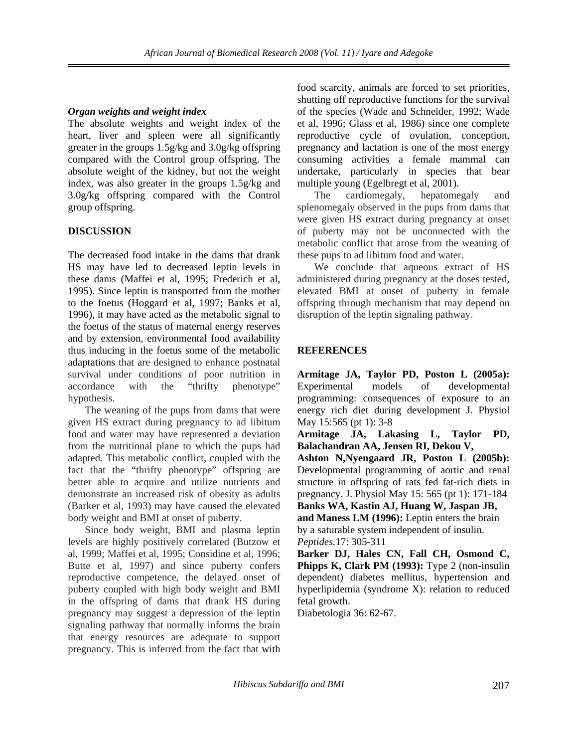### *Organ weights and weight index*

The absolute weights and weight index of the heart, liver and spleen were all significantly greater in the groups 1.5g/kg and 3.0g/kg offspring compared with the Control group offspring. The absolute weight of the kidney, but not the weight index, was also greater in the groups 1.5g/kg and 3.0g/kg offspring compared with the Control group offspring.

## DISCUSSION

The decreased food intake in the dams that drank HS may have led to decreased leptin levels in these dams (Maffei et al, 1995; Frederich et al, 1995). Since leptin is transported from the mother to the foetus (Hoggard et al, 1997; Banks et al, 1996), it may have acted as the metabolic signal to the foetus of the status of maternal energy reserves and by extension, environmental food availability thus inducing in the foetus some of the metabolic adaptations that are designed to enhance postnatal survival under conditions of poor nutrition in accordance with the "thrifty phenotype" hypothesis.

The weaning of the pups from dams that were given HS extract during pregnancy to ad libitum food and water may have represented a deviation from the nutritional plane to which the pups had adapted. This metabolic conflict, coupled with the fact that the "thrifty phenotype" offspring are better able to acquire and utilize nutrients and demonstrate an increased risk of obesity as adults (Barker et al, 1993) may have caused the elevated body weight and BMI at onset of puberty.

Since body weight, BMI and plasma leptin levels are highly positively correlated (Butzow et al, 1999; Maffei et al, 1995; Considine et al, 1996; Butte et al, 1997) and since puberty confers reproductive competence, the delayed onset of puberty coupled with high body weight and BMI in the offspring of dams that drank HS during pregnancy may suggest a depression of the leptin signaling pathway that normally informs the brain that energy resources are adequate to support pregnancy. This is inferred from the fact that with food scarcity, animals are forced to set priorities, shutting off reproductive functions for the survival of the species (Wade and Schneider, 1992; Wade et al, 1996; Glass et al, 1986) since one complete reproductive cycle of ovulation, conception, pregnancy and lactation is one of the most energy consuming activities a female mammal can undertake, particularly in species that bear multiple young (Egelbregt et al, 2001).

The cardiomegaly, hepatomegaly and splenomegaly observed in the pups from dams that were given HS extract during pregnancy at onset of puberty may not be unconnected with the metabolic conflict that arose from the weaning of these pups to ad libitum food and water.

We conclude that aqueous extract of HS administered during pregnancy at the doses tested, elevated BMI at onset of puberty in female offspring through mechanism that may depend on disruption of the leptin signaling pathway.

## REFERENCES

**Armitage JA, Taylor PD, Poston L (2005a):** Experimental models of developmental programming: consequences of exposure to an energy rich diet during development J. Physiol May 15:565 (pt 1): 3-8

**Armitage JA, Lakasing L, Taylor PD, Balachandran AA, Jensen RI, Dekou V, Ashton N,Nyengaard JR, Poston L (2005b):** Developmental programming of aortic and renal structure in offspring of rats fed fat-rich diets in pregnancy. J. Physiol May 15: 565 (pt 1): 171-184

**Banks WA, Kastin AJ, Huang W, Jaspan JB, and Maness LM (1996):** Leptin enters the brain by a saturable system independent of insulin. *Peptides*.17: 305-311

**Barker DJ, Hales CN, Fall CH, Osmond C, Phipps K, Clark PM (1993):** Type 2 (non-insulin dependent) diabetes mellitus, hypertension and hyperlipidemia (syndrome X): relation to reduced fetal growth.
Diabetologia 36: 62-67.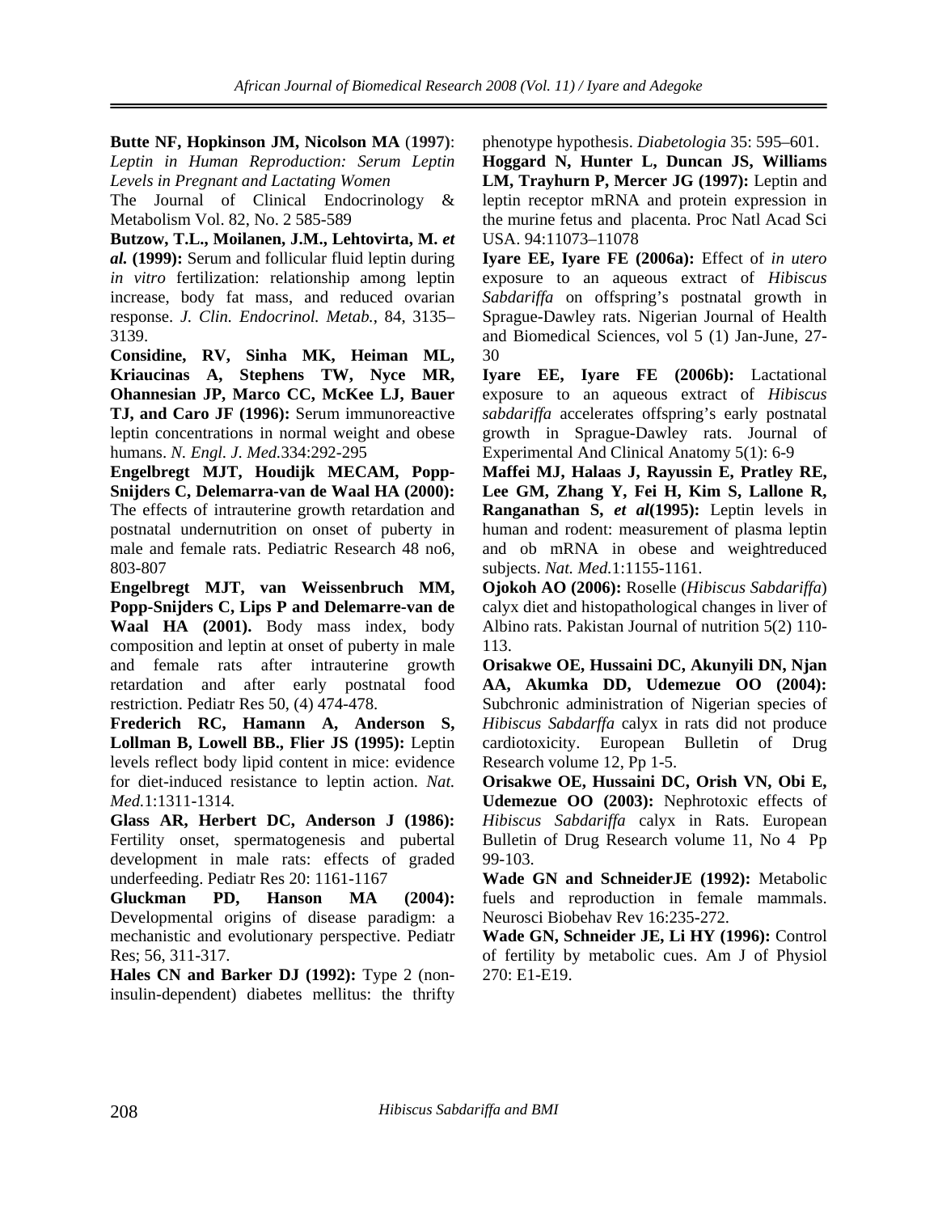**Butte NF, Hopkinson JM, Nicolson MA (1997)**: *Leptin in Human Reproduction: Serum Leptin Levels in Pregnant and Lactating Women* The Journal of Clinical Endocrinology & Metabolism Vol. 82, No. 2 585-589

**Butzow, T.L., Moilanen, J.M., Lehtovirta, M. *et al.* (1999):** Serum and follicular fluid leptin during *in vitro* fertilization: relationship among leptin increase, body fat mass, and reduced ovarian response. *J. Clin. Endocrinol. Metab.*, 84, 3135–3139.

**Considine, RV, Sinha MK, Heiman ML, Kriaucinas A, Stephens TW, Nyce MR, Ohannesian JP, Marco CC, McKee LJ, Bauer TJ, and Caro JF (1996):** Serum immunoreactive leptin concentrations in normal weight and obese humans. *N. Engl. J. Med.*334:292-295

**Engelbregt MJT, Houdijk MECAM, Popp-Snijders C, Delemarra-van de Waal HA (2000):** The effects of intrauterine growth retardation and postnatal undernutrition on onset of puberty in male and female rats. Pediatric Research 48 no6, 803-807

**Engelbregt MJT, van Weissenbruch MM, Popp-Snijders C, Lips P and Delemarre-van de Waal HA (2001).** Body mass index, body composition and leptin at onset of puberty in male and female rats after intrauterine growth retardation and after early postnatal food restriction. Pediatr Res 50, (4) 474-478.

**Frederich RC, Hamann A, Anderson S, Lollman B, Lowell BB., Flier JS (1995):** Leptin levels reflect body lipid content in mice: evidence for diet-induced resistance to leptin action. *Nat. Med.*1:1311-1314.

**Glass AR, Herbert DC, Anderson J (1986):** Fertility onset, spermatogenesis and pubertal development in male rats: effects of graded underfeeding. Pediatr Res 20: 1161-1167

**Gluckman PD, Hanson MA (2004):** Developmental origins of disease paradigm: a mechanistic and evolutionary perspective. Pediatr Res; 56, 311-317.

**Hales CN and Barker DJ (1992):** Type 2 (non-insulin-dependent) diabetes mellitus: the thrifty phenotype hypothesis. *Diabetologia* 35: 595–601.

**Hoggard N, Hunter L, Duncan JS, Williams LM, Trayhurn P, Mercer JG (1997):** Leptin and leptin receptor mRNA and protein expression in the murine fetus and placenta. Proc Natl Acad Sci USA. 94:11073–11078

**Iyare EE, Iyare FE (2006a):** Effect of *in utero* exposure to an aqueous extract of *Hibiscus Sabdariffa* on offspring's postnatal growth in Sprague-Dawley rats. Nigerian Journal of Health and Biomedical Sciences, vol 5 (1) Jan-June, 27-30

**Iyare EE, Iyare FE (2006b):** Lactational exposure to an aqueous extract of *Hibiscus sabdariffa* accelerates offspring's early postnatal growth in Sprague-Dawley rats. Journal of Experimental And Clinical Anatomy 5(1): 6-9

**Maffei MJ, Halaas J, Rayussin E, Pratley RE, Lee GM, Zhang Y, Fei H, Kim S, Lallone R, Ranganathan S, *et al*(1995):** Leptin levels in human and rodent: measurement of plasma leptin and ob mRNA in obese and weightreduced subjects. *Nat. Med.*1:1155-1161.

**Ojokoh AO (2006):** Roselle (*Hibiscus Sabdariffa*) calyx diet and histopathological changes in liver of Albino rats. Pakistan Journal of nutrition 5(2) 110-113.

**Orisakwe OE, Hussaini DC, Akunyili DN, Njan AA, Akumka DD, Udemezue OO (2004):** Subchronic administration of Nigerian species of *Hibiscus Sabdarffa* calyx in rats did not produce cardiotoxicity. European Bulletin of Drug Research volume 12, Pp 1-5.

**Orisakwe OE, Hussaini DC, Orish VN, Obi E, Udemezue OO (2003):** Nephrotoxic effects of *Hibiscus Sabdariffa* calyx in Rats. European Bulletin of Drug Research volume 11, No 4 Pp 99-103.

**Wade GN and SchneiderJE (1992):** Metabolic fuels and reproduction in female mammals. Neurosci Biobehav Rev 16:235-272.

**Wade GN, Schneider JE, Li HY (1996):** Control of fertility by metabolic cues. Am J of Physiol 270: E1-E19.